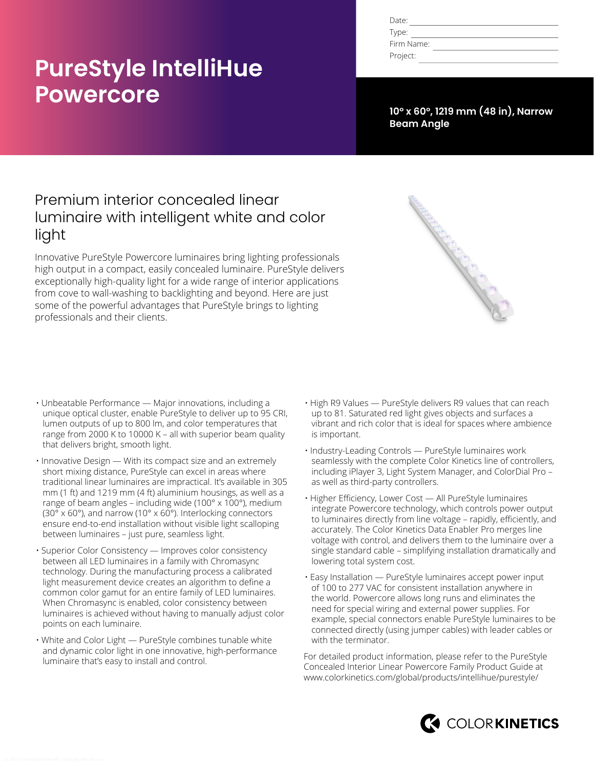# PureStyle IntelliHue Powercore

Date: ______________________
Type: ______________________
Firm Name: ______________________
Project: ______________________

**10° x 60°, 1219 mm (48 in), Narrow Beam Angle**

## Premium interior concealed linear luminaire with intelligent white and color light

Innovative PureStyle Powercore luminaires bring lighting professionals high output in a compact, easily concealed luminaire. PureStyle delivers exceptionally high-quality light for a wide range of interior applications from cove to wall-washing to backlighting and beyond. Here are just some of the powerful advantages that PureStyle brings to lighting professionals and their clients.

- Unbeatable Performance — Major innovations, including a unique optical cluster, enable PureStyle to deliver up to 95 CRI, lumen outputs of up to 800 lm, and color temperatures that range from 2000 K to 10000 K – all with superior beam quality that delivers bright, smooth light.
- Innovative Design — With its compact size and an extremely short mixing distance, PureStyle can excel in areas where traditional linear luminaires are impractical. It's available in 305 mm (1 ft) and 1219 mm (4 ft) aluminium housings, as well as a range of beam angles – including wide (100° x 100°), medium (30° x 60°), and narrow (10° x 60°). Interlocking connectors ensure end-to-end installation without visible light scalloping between luminaires – just pure, seamless light.
- Superior Color Consistency — Improves color consistency between all LED luminaires in a family with Chromasync technology. During the manufacturing process a calibrated light measurement device creates an algorithm to define a common color gamut for an entire family of LED luminaires. When Chromasync is enabled, color consistency between luminaires is achieved without having to manually adjust color points on each luminaire.
- White and Color Light — PureStyle combines tunable white and dynamic color light in one innovative, high-performance luminaire that's easy to install and control.
- High R9 Values — PureStyle delivers R9 values that can reach up to 81. Saturated red light gives objects and surfaces a vibrant and rich color that is ideal for spaces where ambience is important.
- Industry-Leading Controls — PureStyle luminaires work seamlessly with the complete Color Kinetics line of controllers, including iPlayer 3, Light System Manager, and ColorDial Pro – as well as third-party controllers.
- Higher Efficiency, Lower Cost — All PureStyle luminaires integrate Powercore technology, which controls power output to luminaires directly from line voltage – rapidly, efficiently, and accurately. The Color Kinetics Data Enabler Pro merges line voltage with control, and delivers them to the luminaire over a single standard cable – simplifying installation dramatically and lowering total system cost.
- Easy Installation — PureStyle luminaires accept power input of 100 to 277 VAC for consistent installation anywhere in the world. Powercore allows long runs and eliminates the need for special wiring and external power supplies. For example, special connectors enable PureStyle luminaires to be connected directly (using jumper cables) with leader cables or with the terminator.

For detailed product information, please refer to the PureStyle Concealed Interior Linear Powercore Family Product Guide at www.colorkinetics.com/global/products/intellihue/purestyle/

COLORKINETICS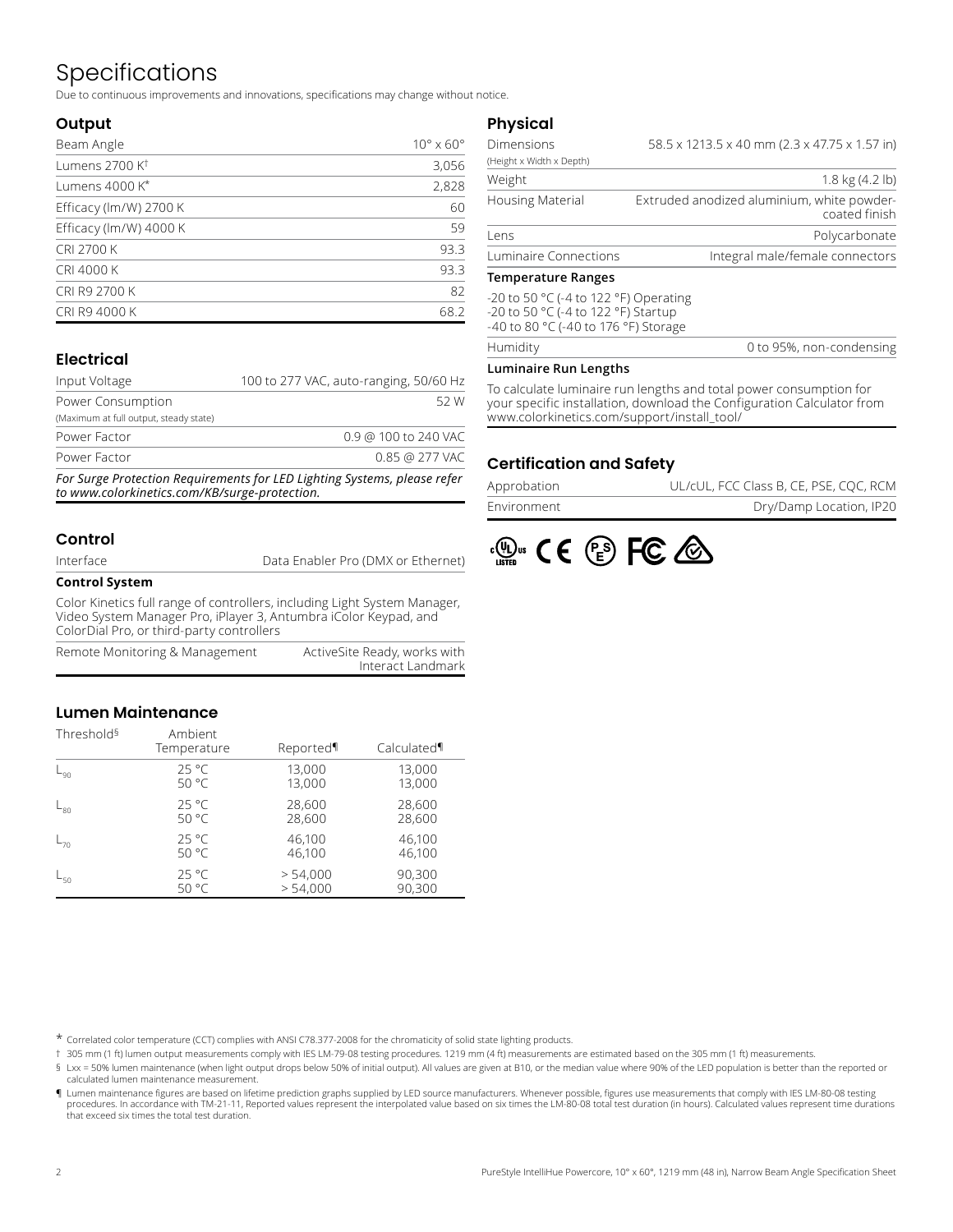# Specifications

Due to continuous improvements and innovations, specifications may change without notice.

## Output

| | |
|---|---|
| Beam Angle | 10° x 60° |
| Lumens 2700 K† | 3,056 |
| Lumens 4000 K* | 2,828 |
| Efficacy (lm/W) 2700 K | 60 |
| Efficacy (lm/W) 4000 K | 59 |
| CRI 2700 K | 93.3 |
| CRI 4000 K | 93.3 |
| CRI R9 2700 K | 82 |
| CRI R9 4000 K | 68.2 |

## Electrical

| | |
|---|---|
| Input Voltage | 100 to 277 VAC, auto-ranging, 50/60 Hz |
| Power Consumption (Maximum at full output, steady state) | 52 W |
| Power Factor | 0.9 @ 100 to 240 VAC |
| Power Factor | 0.85 @ 277 VAC |

***For Surge Protection Requirements for LED Lighting Systems, please refer to www.colorkinetics.com/KB/surge-protection.***

## Control

| | |
|---|---|
| Interface | Data Enabler Pro (DMX or Ethernet) |

**Control System**

Color Kinetics full range of controllers, including Light System Manager, Video System Manager Pro, iPlayer 3, Antumbra iColor Keypad, and ColorDial Pro, or third-party controllers

| | |
|---|---|
| Remote Monitoring & Management | ActiveSite Ready, works with Interact Landmark |

## Lumen Maintenance

| Threshold§ | Ambient Temperature | Reported¶ | Calculated¶ |
|---|---|---|---|
| $L_{90}$ | 25 °C | 13,000 | 13,000 |
| | 50 °C | 13,000 | 13,000 |
| $L_{80}$ | 25 °C | 28,600 | 28,600 |
| | 50 °C | 28,600 | 28,600 |
| $L_{70}$ | 25 °C | 46,100 | 46,100 |
| | 50 °C | 46,100 | 46,100 |
| $L_{50}$ | 25 °C | > 54,000 | 90,300 |
| | 50 °C | > 54,000 | 90,300 |

## Physical

| | |
|---|---|
| Dimensions (Height x Width x Depth) | 58.5 x 1213.5 x 40 mm (2.3 x 47.75 x 1.57 in) |
| Weight | 1.8 kg (4.2 lb) |
| Housing Material | Extruded anodized aluminium, white powder-coated finish |
| Lens | Polycarbonate |
| Luminaire Connections | Integral male/female connectors |

**Temperature Ranges**

-20 to 50 °C (-4 to 122 °F) Operating
-20 to 50 °C (-4 to 122 °F) Startup
-40 to 80 °C (-40 to 176 °F) Storage

| | |
|---|---|
| Humidity | 0 to 95%, non-condensing |

**Luminaire Run Lengths**

To calculate luminaire run lengths and total power consumption for your specific installation, download the Configuration Calculator from www.colorkinetics.com/support/install_tool/

## Certification and Safety

| | |
|---|---|
| Approbation | UL/cUL, FCC Class B, CE, PSE, CQC, RCM |
| Environment | Dry/Damp Location, IP20 |

\* Correlated color temperature (CCT) complies with ANSI C78.377-2008 for the chromaticity of solid state lighting products.

† 305 mm (1 ft) lumen output measurements comply with IES LM-79-08 testing procedures. 1219 mm (4 ft) measurements are estimated based on the 305 mm (1 ft) measurements.

§ Lxx = 50% lumen maintenance (when light output drops below 50% of initial output). All values are given at B10, or the median value where 90% of the LED population is better than the reported or calculated lumen maintenance measurement.

¶ Lumen maintenance figures are based on lifetime prediction graphs supplied by LED source manufacturers. Whenever possible, figures use measurements that comply with IES LM-80-08 testing procedures. In accordance with TM-21-11, Reported values represent the interpolated value based on six times the LM-80-08 total test duration (in hours). Calculated values represent time durations that exceed six times the total test duration.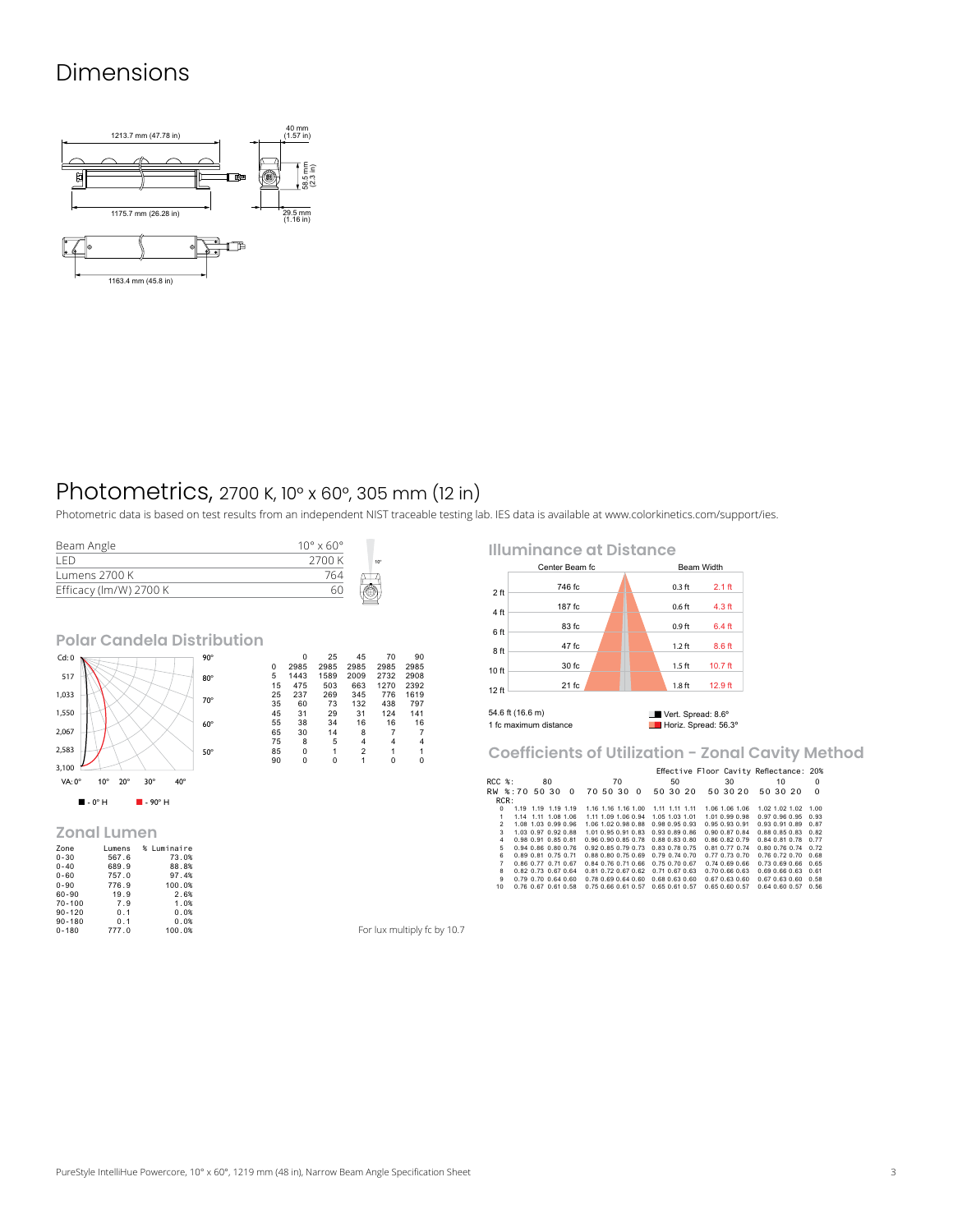# Dimensions

1213.7 mm (47.78 in)

40 mm (1.57 in)

58.5 mm (2.3 in)

1175.7 mm (26.28 in)

29.5 mm (1.16 in)

1163.4 mm (45.8 in)

# Photometrics, 2700 K, 10° x 60°, 305 mm (12 in)

Photometric data is based on test results from an independent NIST traceable testing lab. IES data is available at www.colorkinetics.com/support/ies.

| | |
|---|---|
| Beam Angle | 10° x 60° |
| LED | 2700 K |
| Lumens 2700 K | 764 |
| Efficacy (lm/W) 2700 K | 60 |

## Polar Candela Distribution

■ - 0° H ■ - 90° H

| | 0 | 25 | 45 | 70 | 90 |
|---|---|---|---|---|---|
| 0 | 2985 | 2985 | 2985 | 2985 | 2985 |
| 5 | 1443 | 1589 | 2009 | 2732 | 2908 |
| 15 | 475 | 503 | 663 | 1270 | 2392 |
| 25 | 237 | 269 | 345 | 776 | 1619 |
| 35 | 60 | 73 | 132 | 438 | 797 |
| 45 | 31 | 29 | 31 | 124 | 141 |
| 55 | 38 | 34 | 16 | 16 | 16 |
| 65 | 30 | 14 | 8 | 7 | 7 |
| 75 | 8 | 5 | 4 | 4 | 4 |
| 85 | 0 | 1 | 2 | 1 | 1 |
| 90 | 0 | 0 | 1 | 0 | 0 |

## Zonal Lumen

| Zone | Lumens | % Luminaire |
|---|---|---|
| 0-30 | 567.6 | 73.0% |
| 0-40 | 689.9 | 88.8% |
| 0-60 | 757.0 | 97.4% |
| 0-90 | 776.9 | 100.0% |
| 60-90 | 19.9 | 2.6% |
| 70-100 | 7.9 | 1.0% |
| 90-120 | 0.1 | 0.0% |
| 90-180 | 0.1 | 0.0% |
| 0-180 | 777.0 | 100.0% |

## Illuminance at Distance

| Distance | Center Beam fc | Beam Width (Vert.) | Beam Width (Horiz.) |
|---|---|---|---|
| 2 ft | 746 fc | 0.3 ft | 2.1 ft |
| 4 ft | 187 fc | 0.6 ft | 4.3 ft |
| 6 ft | 83 fc | 0.9 ft | 6.4 ft |
| 8 ft | 47 fc | 1.2 ft | 8.6 ft |
| 10 ft | 30 fc | 1.5 ft | 10.7 ft |
| 12 ft | 21 fc | 1.8 ft | 12.9 ft |

54.6 ft (16.6 m)
1 fc maximum distance

Vert. Spread: 8.6°
Horiz. Spread: 56.3°

## Coefficients of Utilization - Zonal Cavity Method

Effective Floor Cavity Reflectance: 20%

| RCC %: | 80 | | | | 70 | | | | 50 | | | 30 | | | 10 | | | 0 |
|---|---|---|---|---|---|---|---|---|---|---|---|---|---|---|---|---|---|---|
| RW %: | 70 | 50 | 30 | 0 | 70 | 50 | 30 | 0 | 50 | 30 | 20 | 50 | 30 | 20 | 50 | 30 | 20 | 0 |
| RCR: 0 | 1.19 | 1.19 | 1.19 | 1.19 | 1.16 | 1.16 | 1.16 | 1.00 | 1.11 | 1.11 | 1.11 | 1.06 | 1.06 | 1.06 | 1.02 | 1.02 | 1.02 | 1.00 |
| 1 | 1.14 | 1.11 | 1.08 | 1.06 | 1.11 | 1.09 | 1.06 | 0.94 | 1.05 | 1.03 | 1.01 | 1.01 | 0.99 | 0.98 | 0.97 | 0.96 | 0.95 | 0.93 |
| 2 | 1.08 | 1.03 | 0.99 | 0.96 | 1.06 | 1.02 | 0.98 | 0.88 | 0.98 | 0.95 | 0.93 | 0.95 | 0.93 | 0.91 | 0.93 | 0.91 | 0.89 | 0.87 |
| 3 | 1.03 | 0.97 | 0.92 | 0.88 | 1.01 | 0.95 | 0.91 | 0.83 | 0.93 | 0.89 | 0.86 | 0.90 | 0.87 | 0.84 | 0.88 | 0.85 | 0.83 | 0.82 |
| 4 | 0.98 | 0.91 | 0.85 | 0.81 | 0.96 | 0.90 | 0.85 | 0.78 | 0.88 | 0.83 | 0.80 | 0.86 | 0.82 | 0.79 | 0.84 | 0.81 | 0.78 | 0.77 |
| 5 | 0.94 | 0.86 | 0.80 | 0.76 | 0.92 | 0.85 | 0.79 | 0.73 | 0.83 | 0.78 | 0.75 | 0.81 | 0.77 | 0.74 | 0.80 | 0.76 | 0.74 | 0.72 |
| 6 | 0.89 | 0.81 | 0.75 | 0.71 | 0.88 | 0.80 | 0.75 | 0.69 | 0.79 | 0.74 | 0.70 | 0.77 | 0.73 | 0.70 | 0.76 | 0.72 | 0.70 | 0.68 |
| 7 | 0.86 | 0.77 | 0.71 | 0.67 | 0.84 | 0.76 | 0.71 | 0.66 | 0.75 | 0.70 | 0.67 | 0.74 | 0.69 | 0.66 | 0.73 | 0.69 | 0.66 | 0.65 |
| 8 | 0.82 | 0.73 | 0.67 | 0.64 | 0.81 | 0.72 | 0.67 | 0.62 | 0.71 | 0.67 | 0.63 | 0.70 | 0.66 | 0.63 | 0.69 | 0.66 | 0.63 | 0.61 |
| 9 | 0.79 | 0.70 | 0.64 | 0.60 | 0.78 | 0.69 | 0.64 | 0.60 | 0.68 | 0.63 | 0.60 | 0.67 | 0.63 | 0.60 | 0.67 | 0.63 | 0.60 | 0.58 |
| 10 | 0.76 | 0.67 | 0.61 | 0.58 | 0.75 | 0.66 | 0.61 | 0.57 | 0.65 | 0.61 | 0.57 | 0.65 | 0.60 | 0.57 | 0.64 | 0.60 | 0.57 | 0.56 |

For lux multiply fc by 10.7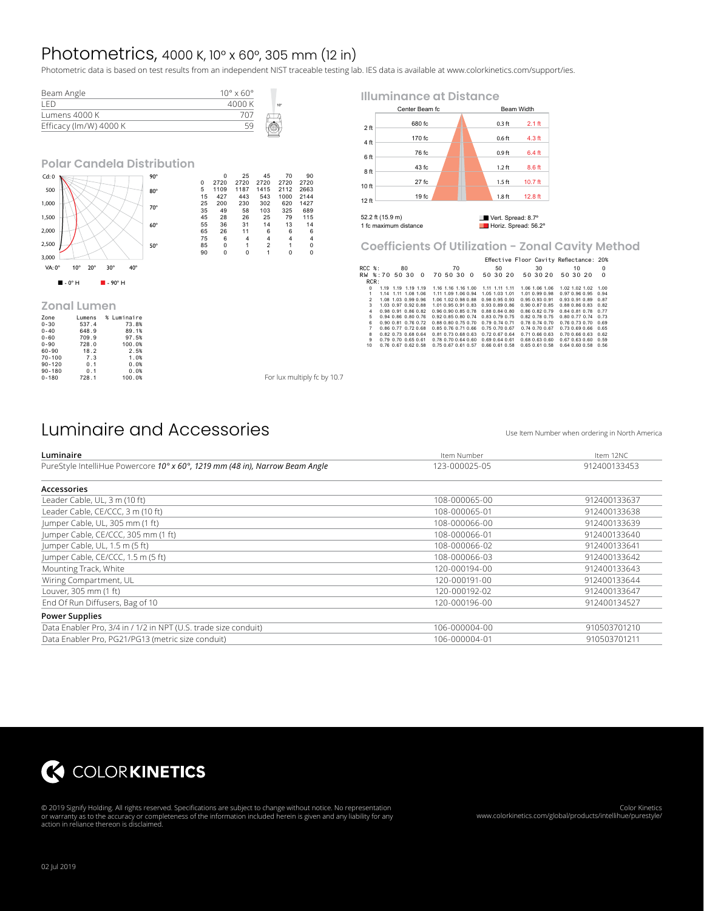# Photometrics, 4000 K, 10° x 60°, 305 mm (12 in)

Photometric data is based on test results from an independent NIST traceable testing lab. IES data is available at www.colorkinetics.com/support/ies.

| | |
|---|---|
| Beam Angle | 10° x 60° |
| LED | 4000 K |
| Lumens 4000 K | 707 |
| Efficacy (lm/W) 4000 K | 59 |

## Polar Candela Distribution

Cd: 0
500
1,000
1,500
2,000
2,500
3,000
VA: 0° 10° 20° 30° 40°
90° 80° 70° 60° 50°
- 0° H
- 90° H

| | 0 | 25 | 45 | 70 | 90 |
|---|---|---|---|---|---|
| 0 | 2720 | 2720 | 2720 | 2720 | 2720 |
| 5 | 1109 | 1187 | 1415 | 2112 | 2663 |
| 15 | 427 | 443 | 543 | 1000 | 2144 |
| 25 | 200 | 230 | 302 | 620 | 1427 |
| 35 | 49 | 58 | 103 | 325 | 689 |
| 45 | 28 | 26 | 25 | 79 | 115 |
| 55 | 36 | 31 | 14 | 13 | 14 |
| 65 | 26 | 11 | 6 | 6 | 6 |
| 75 | 6 | 4 | 4 | 4 | 4 |
| 85 | 0 | 1 | 2 | 1 | 0 |
| 90 | 0 | 0 | 1 | 0 | 0 |

## Zonal Lumen

| Zone | Lumens | % Luminaire |
|---|---|---|
| 0-30 | 537.4 | 73.8% |
| 0-40 | 648.9 | 89.1% |
| 0-60 | 709.9 | 97.5% |
| 0-90 | 728.0 | 100.0% |
| 60-90 | 18.2 | 2.5% |
| 70-100 | 7.3 | 1.0% |
| 90-120 | 0.1 | 0.0% |
| 90-180 | 0.1 | 0.0% |
| 0-180 | 728.1 | 100.0% |

For lux multiply fc by 10.7

## Illuminance at Distance

Center Beam fc
Beam Width
2 ft 680 fc 0.3 ft 2.1 ft
4 ft 170 fc 0.6 ft 4.3 ft
6 ft 76 fc 0.9 ft 6.4 ft
8 ft 43 fc 1.2 ft 8.6 ft
10 ft 27 fc 1.5 ft 10.7 ft
12 ft 19 fc 1.8 ft 12.8 ft
52.2 ft (15.9 m)
1 fc maximum distance
Vert. Spread: 8.7°
Horiz. Spread: 56.2°

## Coefficients Of Utilization - Zonal Cavity Method

Effective Floor Cavity Reflectance: 20%

| RCC %: | 80 | | | | 70 | | | | 50 | | | 30 | | | 10 | | | 0 |
|---|---|---|---|---|---|---|---|---|---|---|---|---|---|---|---|---|---|---|
| RW %: | 70 | 50 | 30 | 0 | 70 | 50 | 30 | 0 | 50 | 30 | 20 | 50 | 30 | 20 | 50 | 30 | 20 | 0 |
| RCR: | | | | | | | | | | | | | | | | | | |
| 0 | 1.19 | 1.19 | 1.19 | 1.19 | 1.16 | 1.16 | 1.16 | 1.00 | 1.11 | 1.11 | 1.11 | 1.06 | 1.06 | 1.06 | 1.02 | 1.02 | 1.02 | 1.00 |
| 1 | 1.14 | 1.11 | 1.08 | 1.06 | 1.11 | 1.09 | 1.06 | 0.94 | 1.05 | 1.03 | 1.01 | 1.01 | 0.99 | 0.98 | 0.97 | 0.96 | 0.95 | 0.94 |
| 2 | 1.08 | 1.03 | 0.99 | 0.96 | 1.06 | 1.02 | 0.98 | 0.88 | 0.98 | 0.95 | 0.93 | 0.95 | 0.93 | 0.91 | 0.93 | 0.91 | 0.89 | 0.87 |
| 3 | 1.03 | 0.97 | 0.92 | 0.88 | 1.01 | 0.95 | 0.91 | 0.83 | 0.93 | 0.89 | 0.86 | 0.90 | 0.87 | 0.85 | 0.88 | 0.86 | 0.83 | 0.82 |
| 4 | 0.98 | 0.91 | 0.86 | 0.82 | 0.96 | 0.90 | 0.85 | 0.78 | 0.88 | 0.84 | 0.80 | 0.86 | 0.82 | 0.79 | 0.84 | 0.81 | 0.78 | 0.77 |
| 5 | 0.94 | 0.86 | 0.80 | 0.76 | 0.92 | 0.85 | 0.80 | 0.74 | 0.83 | 0.79 | 0.75 | 0.82 | 0.78 | 0.75 | 0.80 | 0.77 | 0.74 | 0.73 |
| 6 | 0.90 | 0.81 | 0.76 | 0.72 | 0.88 | 0.80 | 0.75 | 0.70 | 0.79 | 0.74 | 0.71 | 0.78 | 0.74 | 0.70 | 0.76 | 0.73 | 0.70 | 0.69 |
| 7 | 0.86 | 0.77 | 0.72 | 0.68 | 0.85 | 0.76 | 0.71 | 0.66 | 0.75 | 0.70 | 0.67 | 0.74 | 0.70 | 0.67 | 0.73 | 0.69 | 0.66 | 0.65 |
| 8 | 0.82 | 0.73 | 0.68 | 0.64 | 0.81 | 0.73 | 0.68 | 0.63 | 0.72 | 0.67 | 0.64 | 0.71 | 0.66 | 0.63 | 0.70 | 0.66 | 0.63 | 0.62 |
| 9 | 0.79 | 0.70 | 0.65 | 0.61 | 0.78 | 0.70 | 0.64 | 0.60 | 0.69 | 0.64 | 0.61 | 0.68 | 0.63 | 0.60 | 0.67 | 0.63 | 0.60 | 0.59 |
| 10 | 0.76 | 0.67 | 0.62 | 0.58 | 0.75 | 0.67 | 0.61 | 0.57 | 0.66 | 0.61 | 0.58 | 0.65 | 0.61 | 0.58 | 0.64 | 0.60 | 0.58 | 0.56 |

# Luminaire and Accessories

Use Item Number when ordering in North America

| Luminaire | Item Number | Item 12NC |
|---|---|---|
| PureStyle IntelliHue Powercore *10° x 60°, 1219 mm (48 in), Narrow Beam Angle* | 123-000025-05 | 912400133453 |

| Accessories | | |
|---|---|---|
| Leader Cable, UL, 3 m (10 ft) | 108-000065-00 | 912400133637 |
| Leader Cable, CE/CCC, 3 m (10 ft) | 108-000065-01 | 912400133638 |
| Jumper Cable, UL, 305 mm (1 ft) | 108-000066-00 | 912400133639 |
| Jumper Cable, CE/CCC, 305 mm (1 ft) | 108-000066-01 | 912400133640 |
| Jumper Cable, UL, 1.5 m (5 ft) | 108-000066-02 | 912400133641 |
| Jumper Cable, CE/CCC, 1.5 m (5 ft) | 108-000066-03 | 912400133642 |
| Mounting Track, White | 120-000194-00 | 912400133643 |
| Wiring Compartment, UL | 120-000191-00 | 912400133644 |
| Louver, 305 mm (1 ft) | 120-000192-02 | 912400133647 |
| End Of Run Diffusers, Bag of 10 | 120-000196-00 | 912400134527 |
| **Power Supplies** | | |
| Data Enabler Pro, 3/4 in / 1/2 in NPT (U.S. trade size conduit) | 106-000004-00 | 910503701210 |
| Data Enabler Pro, PG21/PG13 (metric size conduit) | 106-000004-01 | 910503701211 |

COLOR KINETICS

© 2019 Signify Holding. All rights reserved. Specifications are subject to change without notice. No representation or warranty as to the accuracy or completeness of the information included herein is given and any liability for any action in reliance thereon is disclaimed.

Color Kinetics
www.colorkinetics.com/global/products/intellihue/purestyle/

02 Jul 2019